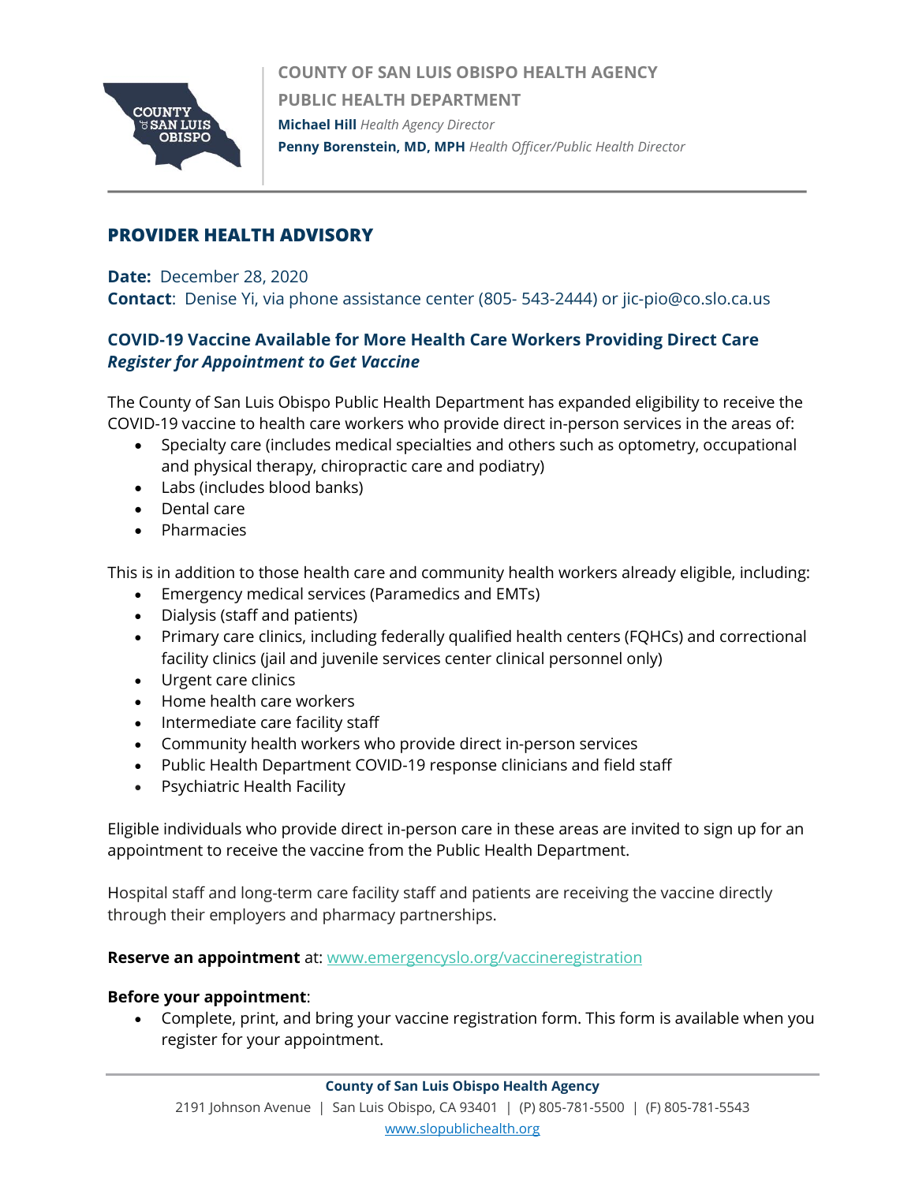**COUNTY OF SAN LUIS OBISPO HEALTH AGENCY**
**PUBLIC HEALTH DEPARTMENT**
**Michael Hill** *Health Agency Director*
**Penny Borenstein, MD, MPH** *Health Officer/Public Health Director*

## PROVIDER HEALTH ADVISORY

**Date:** December 28, 2020
**Contact**: Denise Yi, via phone assistance center (805- 543-2444) or jic-pio@co.slo.ca.us

### COVID-19 Vaccine Available for More Health Care Workers Providing Direct Care
***Register for Appointment to Get Vaccine***

The County of San Luis Obispo Public Health Department has expanded eligibility to receive the COVID-19 vaccine to health care workers who provide direct in-person services in the areas of:

- Specialty care (includes medical specialties and others such as optometry, occupational and physical therapy, chiropractic care and podiatry)
- Labs (includes blood banks)
- Dental care
- Pharmacies

This is in addition to those health care and community health workers already eligible, including:

- Emergency medical services (Paramedics and EMTs)
- Dialysis (staff and patients)
- Primary care clinics, including federally qualified health centers (FQHCs) and correctional facility clinics (jail and juvenile services center clinical personnel only)
- Urgent care clinics
- Home health care workers
- Intermediate care facility staff
- Community health workers who provide direct in-person services
- Public Health Department COVID-19 response clinicians and field staff
- Psychiatric Health Facility

Eligible individuals who provide direct in-person care in these areas are invited to sign up for an appointment to receive the vaccine from the Public Health Department.

Hospital staff and long-term care facility staff and patients are receiving the vaccine directly through their employers and pharmacy partnerships.

**Reserve an appointment** at: www.emergencyslo.org/vaccineregistration

**Before your appointment**:

- Complete, print, and bring your vaccine registration form. This form is available when you register for your appointment.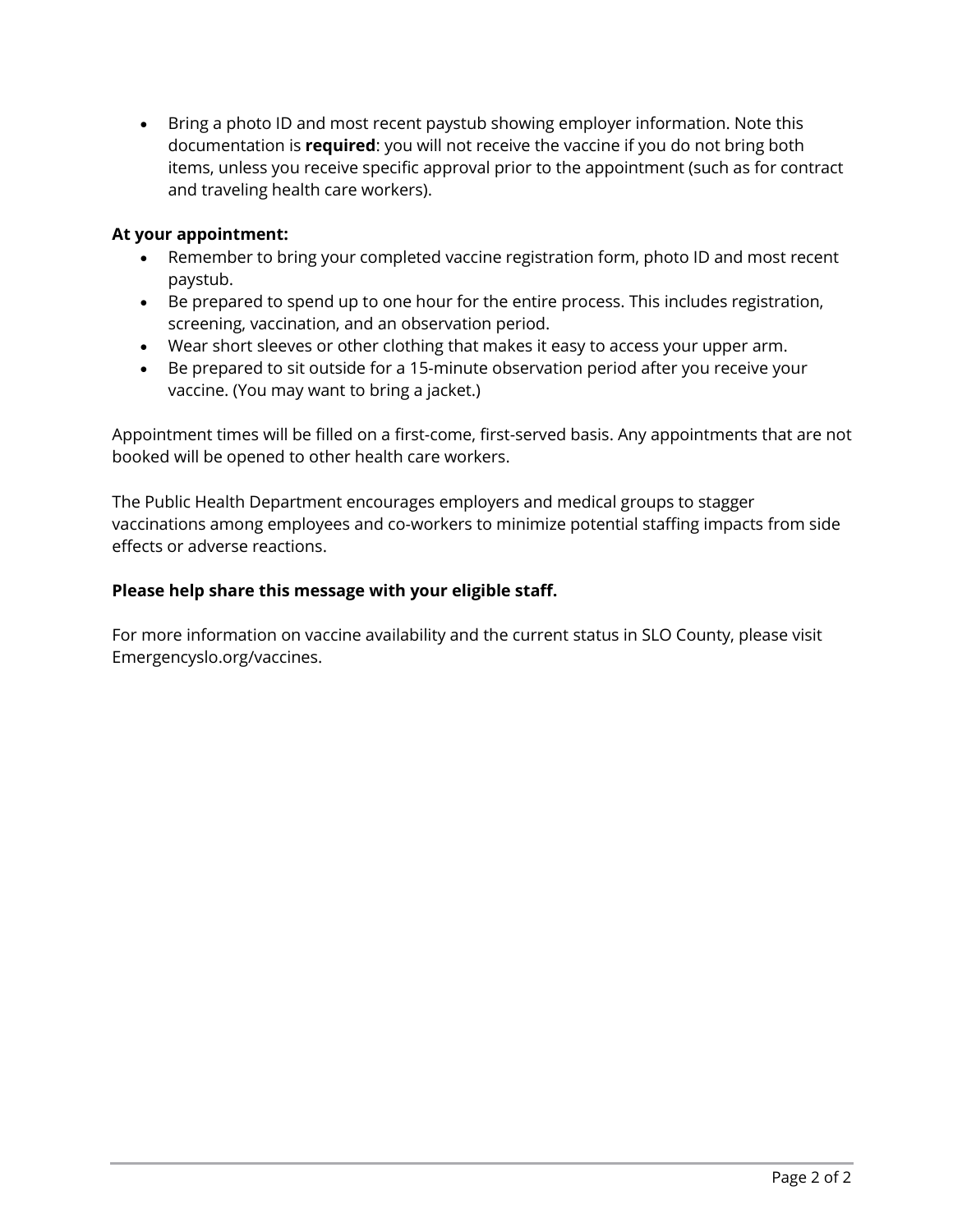- Bring a photo ID and most recent paystub showing employer information. Note this documentation is **required**: you will not receive the vaccine if you do not bring both items, unless you receive specific approval prior to the appointment (such as for contract and traveling health care workers).

**At your appointment:**

- Remember to bring your completed vaccine registration form, photo ID and most recent paystub.
- Be prepared to spend up to one hour for the entire process. This includes registration, screening, vaccination, and an observation period.
- Wear short sleeves or other clothing that makes it easy to access your upper arm.
- Be prepared to sit outside for a 15-minute observation period after you receive your vaccine. (You may want to bring a jacket.)

Appointment times will be filled on a first-come, first-served basis. Any appointments that are not booked will be opened to other health care workers.

The Public Health Department encourages employers and medical groups to stagger vaccinations among employees and co-workers to minimize potential staffing impacts from side effects or adverse reactions.

**Please help share this message with your eligible staff.**

For more information on vaccine availability and the current status in SLO County, please visit Emergencyslo.org/vaccines.